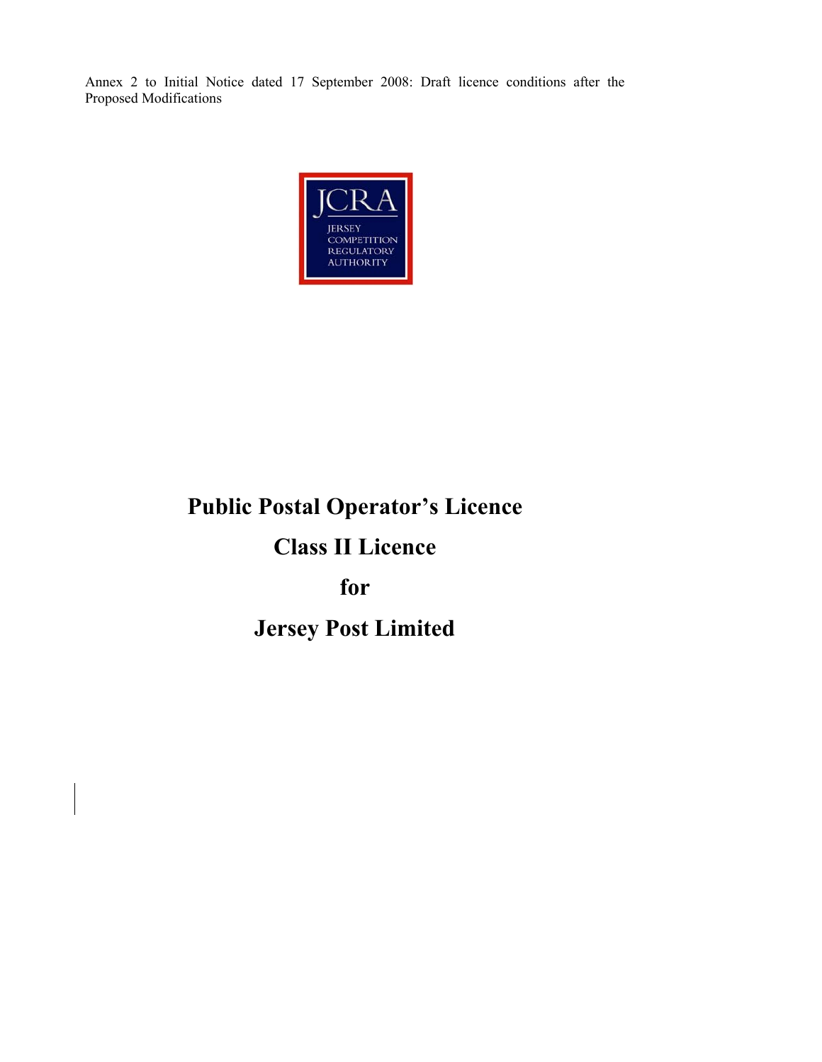Annex 2 to Initial Notice dated 17 September 2008: Draft licence conditions after the Proposed Modifications

JCRA

JERSEY COMPETITION REGULATORY AUTHORITY

# Public Postal Operator's Licence

# Class II Licence

# for

# Jersey Post Limited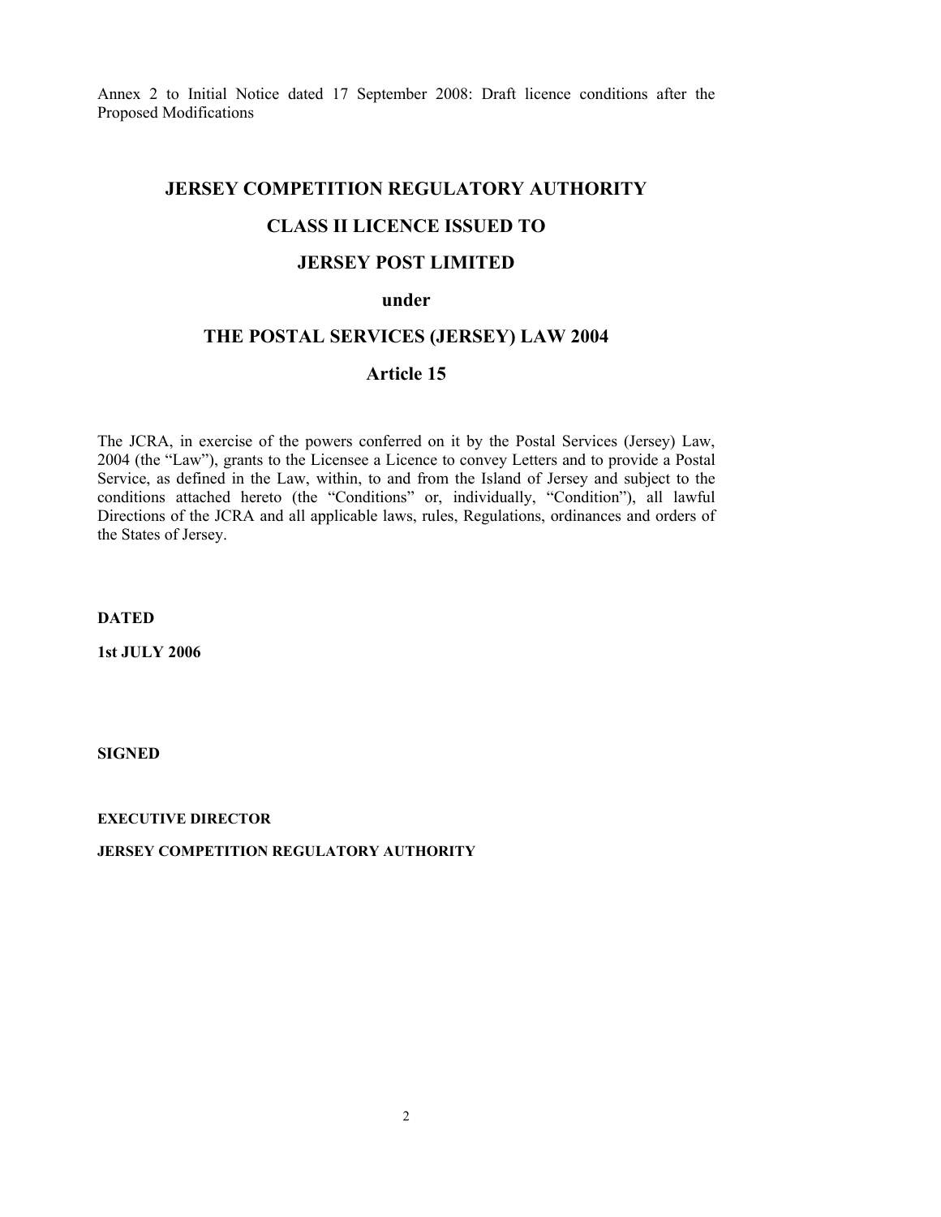Annex 2 to Initial Notice dated 17 September 2008: Draft licence conditions after the Proposed Modifications

# JERSEY COMPETITION REGULATORY AUTHORITY

# CLASS II LICENCE ISSUED TO

# JERSEY POST LIMITED

## under

# THE POSTAL SERVICES (JERSEY) LAW 2004

## Article 15

The JCRA, in exercise of the powers conferred on it by the Postal Services (Jersey) Law, 2004 (the "Law"), grants to the Licensee a Licence to convey Letters and to provide a Postal Service, as defined in the Law, within, to and from the Island of Jersey and subject to the conditions attached hereto (the "Conditions" or, individually, "Condition"), all lawful Directions of the JCRA and all applicable laws, rules, Regulations, ordinances and orders of the States of Jersey.

**DATED**

**1st JULY 2006**

**SIGNED**

**EXECUTIVE DIRECTOR**

**JERSEY COMPETITION REGULATORY AUTHORITY**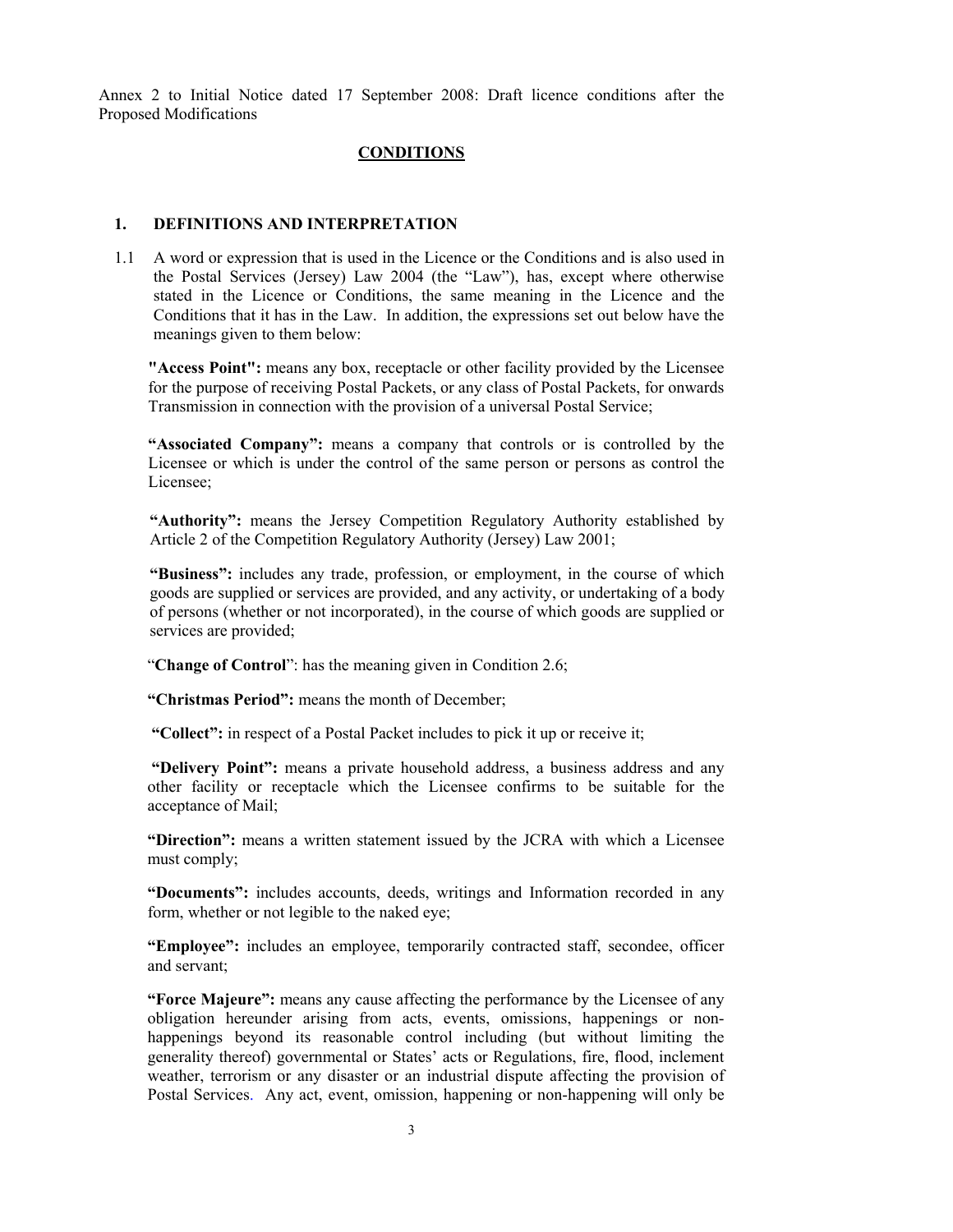Annex 2 to Initial Notice dated 17 September 2008: Draft licence conditions after the Proposed Modifications

## CONDITIONS

### 1. DEFINITIONS AND INTERPRETATION

1.1 A word or expression that is used in the Licence or the Conditions and is also used in the Postal Services (Jersey) Law 2004 (the "Law"), has, except where otherwise stated in the Licence or Conditions, the same meaning in the Licence and the Conditions that it has in the Law. In addition, the expressions set out below have the meanings given to them below:

**"Access Point":** means any box, receptacle or other facility provided by the Licensee for the purpose of receiving Postal Packets, or any class of Postal Packets, for onwards Transmission in connection with the provision of a universal Postal Service;

**"Associated Company":** means a company that controls or is controlled by the Licensee or which is under the control of the same person or persons as control the Licensee;

**"Authority":** means the Jersey Competition Regulatory Authority established by Article 2 of the Competition Regulatory Authority (Jersey) Law 2001;

**"Business":** includes any trade, profession, or employment, in the course of which goods are supplied or services are provided, and any activity, or undertaking of a body of persons (whether or not incorporated), in the course of which goods are supplied or services are provided;

"**Change of Control**": has the meaning given in Condition 2.6;

**"Christmas Period":** means the month of December;

**"Collect":** in respect of a Postal Packet includes to pick it up or receive it;

**"Delivery Point":** means a private household address, a business address and any other facility or receptacle which the Licensee confirms to be suitable for the acceptance of Mail;

**"Direction":** means a written statement issued by the JCRA with which a Licensee must comply;

**"Documents":** includes accounts, deeds, writings and Information recorded in any form, whether or not legible to the naked eye;

**"Employee":** includes an employee, temporarily contracted staff, secondee, officer and servant;

**"Force Majeure":** means any cause affecting the performance by the Licensee of any obligation hereunder arising from acts, events, omissions, happenings or non-happenings beyond its reasonable control including (but without limiting the generality thereof) governmental or States' acts or Regulations, fire, flood, inclement weather, terrorism or any disaster or an industrial dispute affecting the provision of Postal Services. Any act, event, omission, happening or non-happening will only be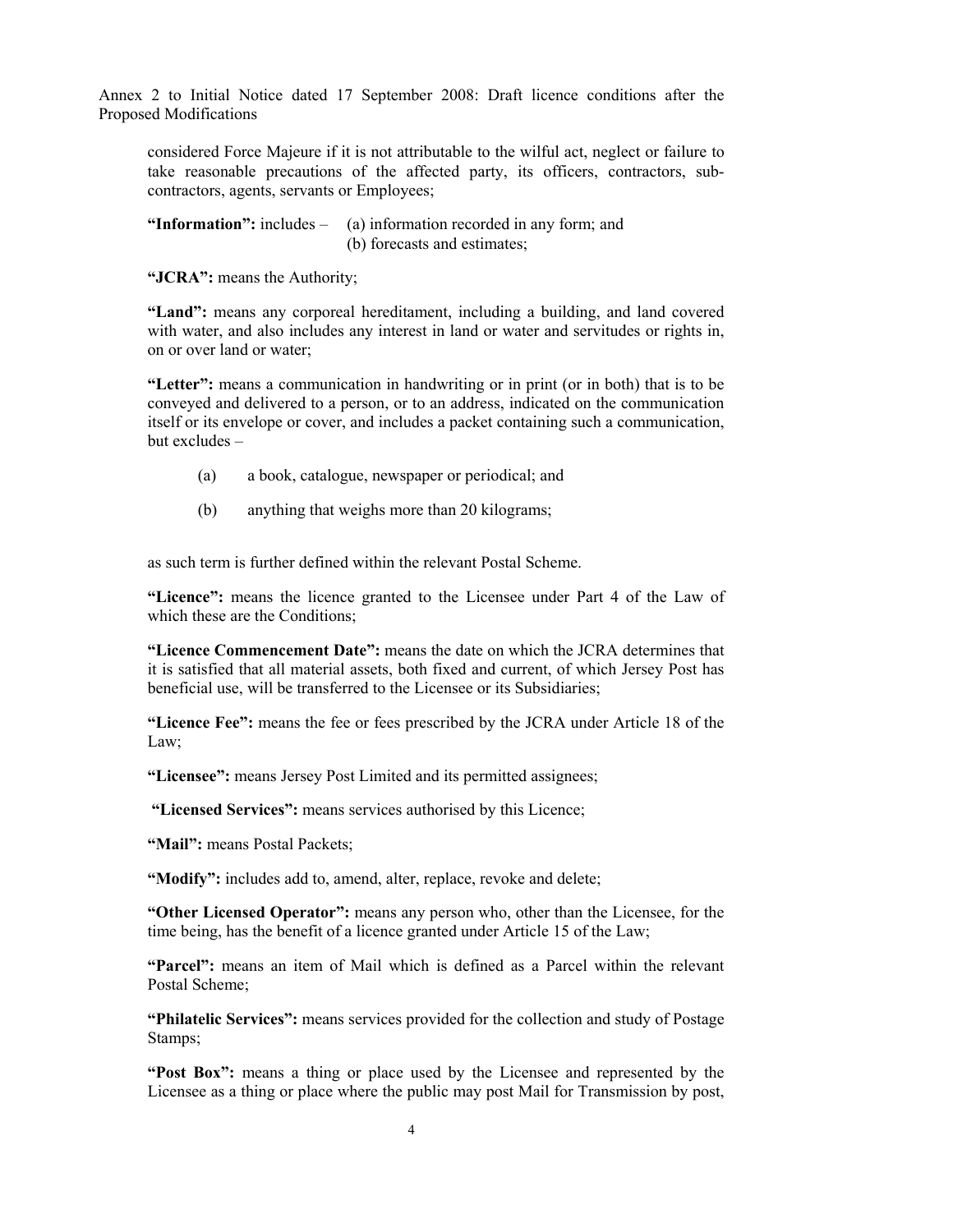considered Force Majeure if it is not attributable to the wilful act, neglect or failure to take reasonable precautions of the affected party, its officers, contractors, sub-contractors, agents, servants or Employees;

**"Information":** includes – (a) information recorded in any form; and
(b) forecasts and estimates;

**"JCRA":** means the Authority;

**"Land":** means any corporeal hereditament, including a building, and land covered with water, and also includes any interest in land or water and servitudes or rights in, on or over land or water;

**"Letter":** means a communication in handwriting or in print (or in both) that is to be conveyed and delivered to a person, or to an address, indicated on the communication itself or its envelope or cover, and includes a packet containing such a communication, but excludes –

(a) a book, catalogue, newspaper or periodical; and

(b) anything that weighs more than 20 kilograms;

as such term is further defined within the relevant Postal Scheme.

**"Licence":** means the licence granted to the Licensee under Part 4 of the Law of which these are the Conditions;

**"Licence Commencement Date":** means the date on which the JCRA determines that it is satisfied that all material assets, both fixed and current, of which Jersey Post has beneficial use, will be transferred to the Licensee or its Subsidiaries;

**"Licence Fee":** means the fee or fees prescribed by the JCRA under Article 18 of the Law;

**"Licensee":** means Jersey Post Limited and its permitted assignees;

**"Licensed Services":** means services authorised by this Licence;

**"Mail":** means Postal Packets;

**"Modify":** includes add to, amend, alter, replace, revoke and delete;

**"Other Licensed Operator":** means any person who, other than the Licensee, for the time being, has the benefit of a licence granted under Article 15 of the Law;

**"Parcel":** means an item of Mail which is defined as a Parcel within the relevant Postal Scheme;

**"Philatelic Services":** means services provided for the collection and study of Postage Stamps;

**"Post Box":** means a thing or place used by the Licensee and represented by the Licensee as a thing or place where the public may post Mail for Transmission by post,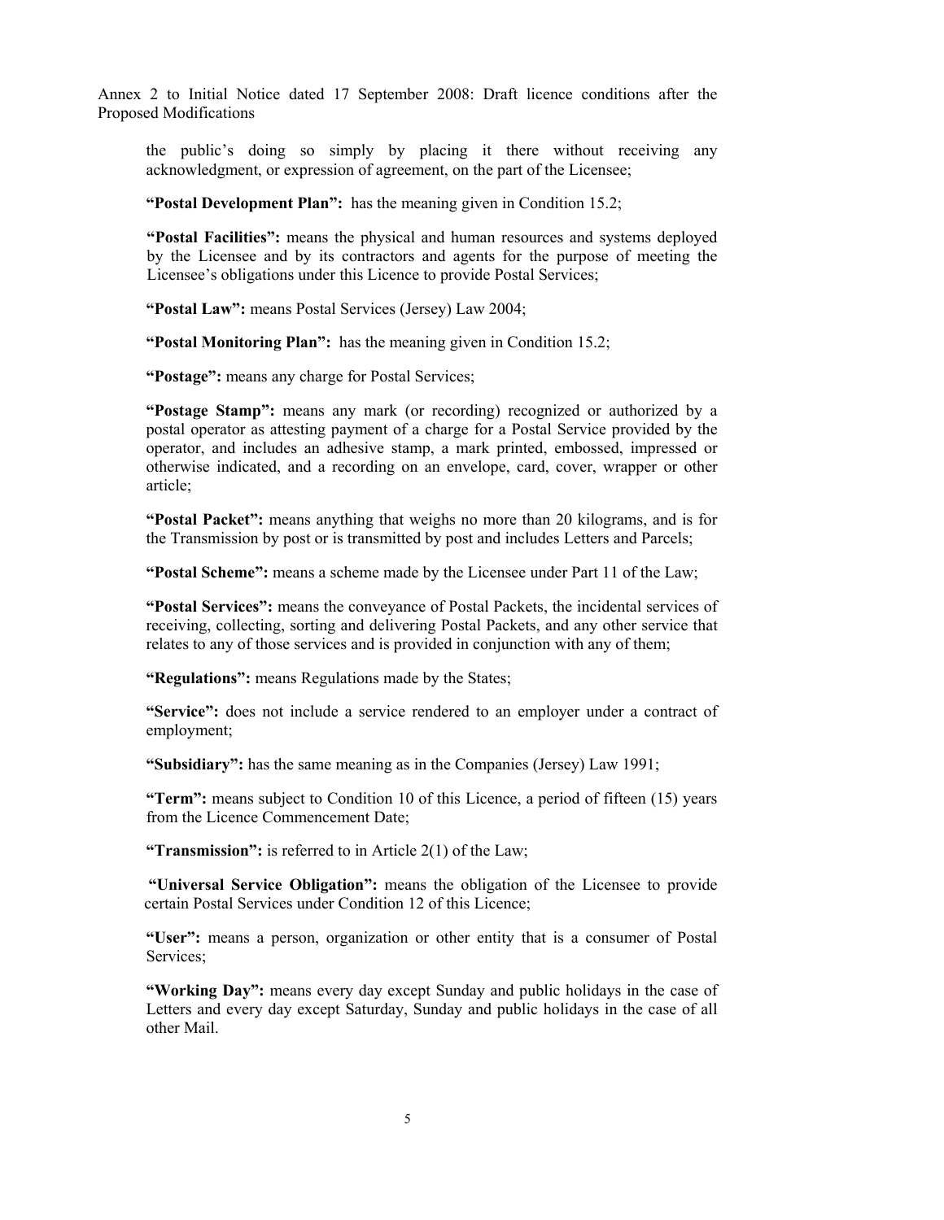the public's doing so simply by placing it there without receiving any acknowledgment, or expression of agreement, on the part of the Licensee;

**"Postal Development Plan":** has the meaning given in Condition 15.2;

**"Postal Facilities":** means the physical and human resources and systems deployed by the Licensee and by its contractors and agents for the purpose of meeting the Licensee's obligations under this Licence to provide Postal Services;

**"Postal Law":** means Postal Services (Jersey) Law 2004;

**"Postal Monitoring Plan":** has the meaning given in Condition 15.2;

**"Postage":** means any charge for Postal Services;

**"Postage Stamp":** means any mark (or recording) recognized or authorized by a postal operator as attesting payment of a charge for a Postal Service provided by the operator, and includes an adhesive stamp, a mark printed, embossed, impressed or otherwise indicated, and a recording on an envelope, card, cover, wrapper or other article;

**"Postal Packet":** means anything that weighs no more than 20 kilograms, and is for the Transmission by post or is transmitted by post and includes Letters and Parcels;

**"Postal Scheme":** means a scheme made by the Licensee under Part 11 of the Law;

**"Postal Services":** means the conveyance of Postal Packets, the incidental services of receiving, collecting, sorting and delivering Postal Packets, and any other service that relates to any of those services and is provided in conjunction with any of them;

**"Regulations":** means Regulations made by the States;

**"Service":** does not include a service rendered to an employer under a contract of employment;

**"Subsidiary":** has the same meaning as in the Companies (Jersey) Law 1991;

**"Term":** means subject to Condition 10 of this Licence, a period of fifteen (15) years from the Licence Commencement Date;

**"Transmission":** is referred to in Article 2(1) of the Law;

**"Universal Service Obligation":** means the obligation of the Licensee to provide certain Postal Services under Condition 12 of this Licence;

**"User":** means a person, organization or other entity that is a consumer of Postal Services;

**"Working Day":** means every day except Sunday and public holidays in the case of Letters and every day except Saturday, Sunday and public holidays in the case of all other Mail.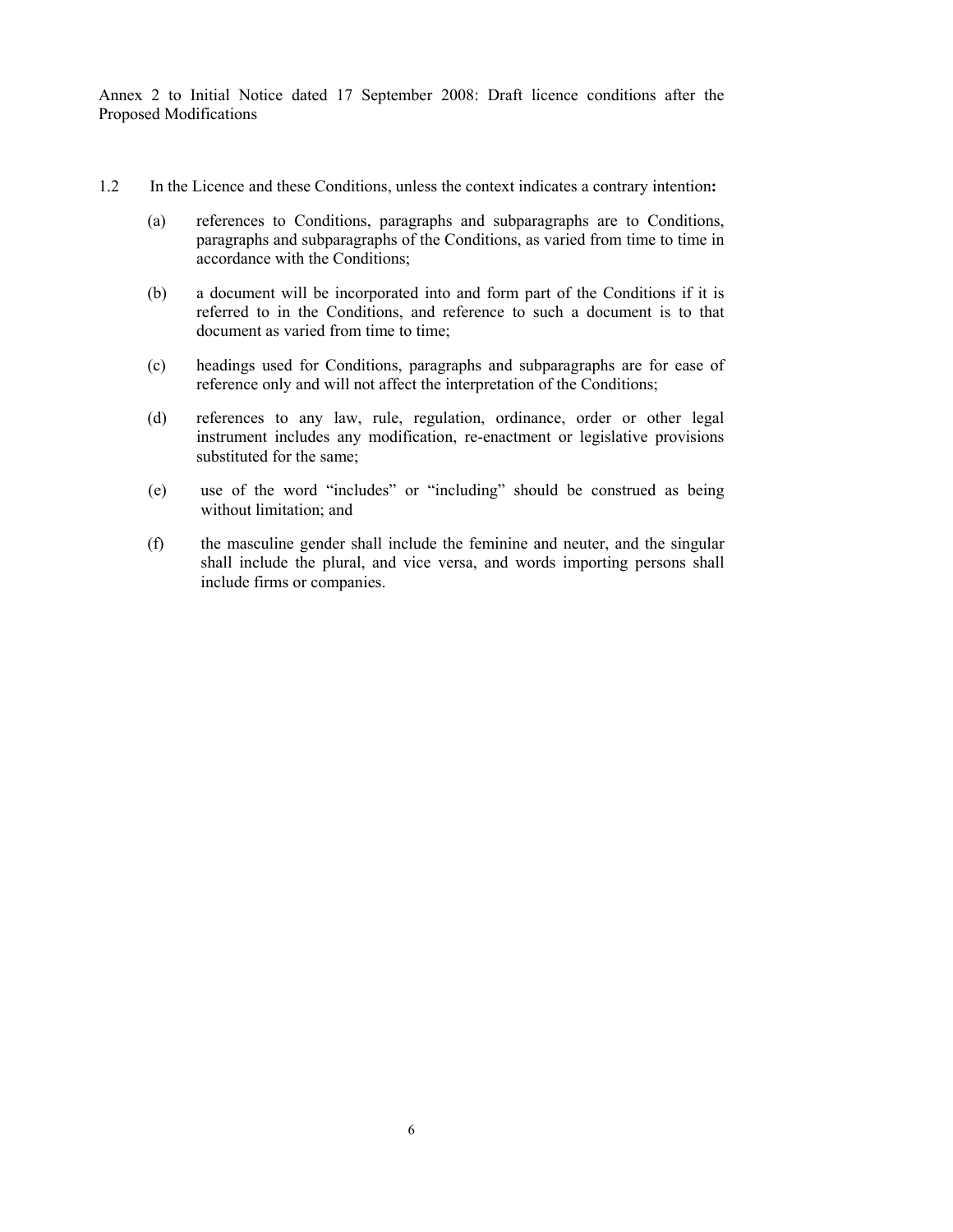Annex 2 to Initial Notice dated 17 September 2008: Draft licence conditions after the Proposed Modifications

1.2 In the Licence and these Conditions, unless the context indicates a contrary intention**:**

(a) references to Conditions, paragraphs and subparagraphs are to Conditions, paragraphs and subparagraphs of the Conditions, as varied from time to time in accordance with the Conditions;

(b) a document will be incorporated into and form part of the Conditions if it is referred to in the Conditions, and reference to such a document is to that document as varied from time to time;

(c) headings used for Conditions, paragraphs and subparagraphs are for ease of reference only and will not affect the interpretation of the Conditions;

(d) references to any law, rule, regulation, ordinance, order or other legal instrument includes any modification, re-enactment or legislative provisions substituted for the same;

(e) use of the word "includes" or "including" should be construed as being without limitation; and

(f) the masculine gender shall include the feminine and neuter, and the singular shall include the plural, and vice versa, and words importing persons shall include firms or companies.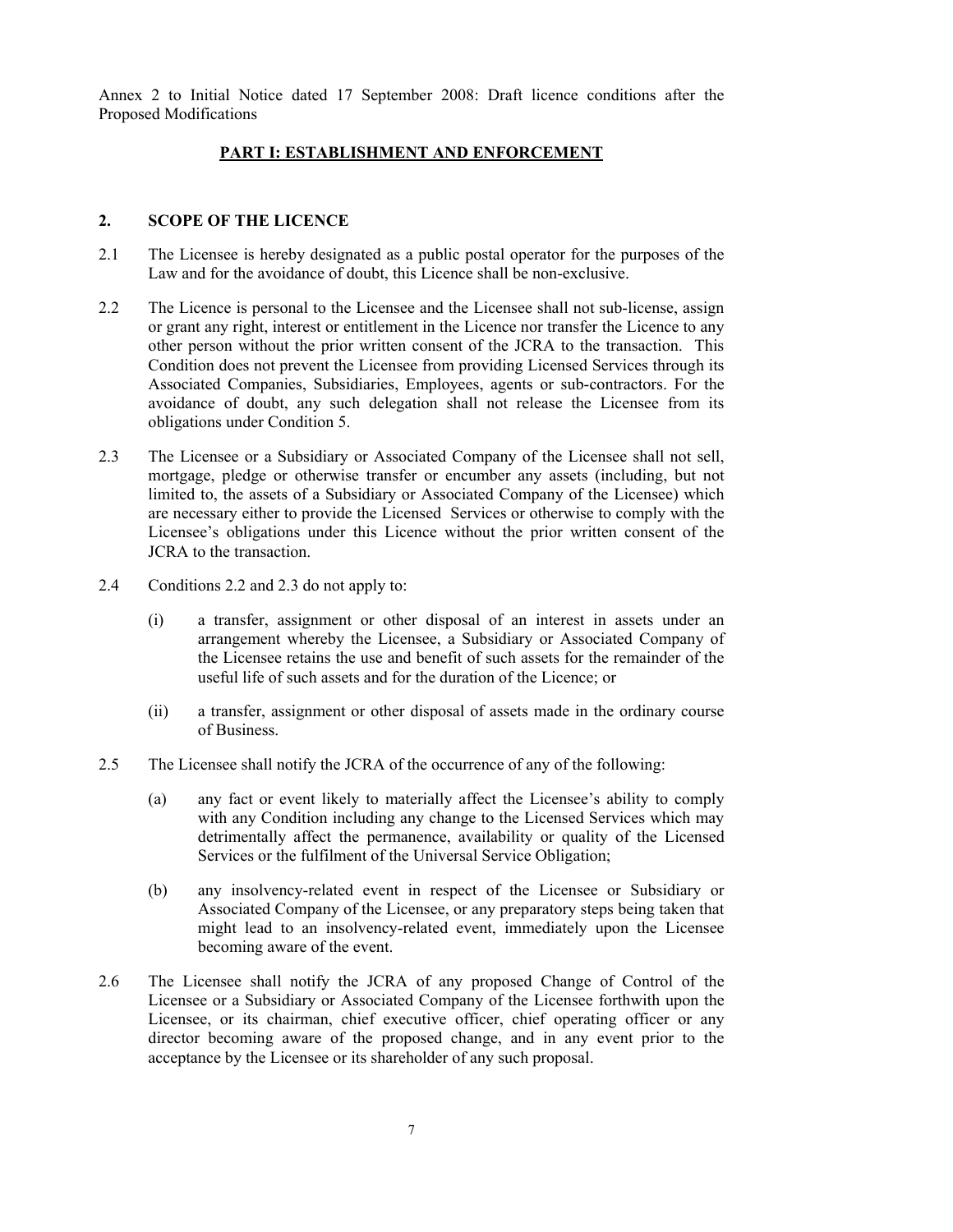Annex 2 to Initial Notice dated 17 September 2008: Draft licence conditions after the Proposed Modifications

## PART I: ESTABLISHMENT AND ENFORCEMENT

### 2. SCOPE OF THE LICENCE

2.1 The Licensee is hereby designated as a public postal operator for the purposes of the Law and for the avoidance of doubt, this Licence shall be non-exclusive.

2.2 The Licence is personal to the Licensee and the Licensee shall not sub-license, assign or grant any right, interest or entitlement in the Licence nor transfer the Licence to any other person without the prior written consent of the JCRA to the transaction. This Condition does not prevent the Licensee from providing Licensed Services through its Associated Companies, Subsidiaries, Employees, agents or sub-contractors. For the avoidance of doubt, any such delegation shall not release the Licensee from its obligations under Condition 5.

2.3 The Licensee or a Subsidiary or Associated Company of the Licensee shall not sell, mortgage, pledge or otherwise transfer or encumber any assets (including, but not limited to, the assets of a Subsidiary or Associated Company of the Licensee) which are necessary either to provide the Licensed Services or otherwise to comply with the Licensee's obligations under this Licence without the prior written consent of the JCRA to the transaction.

2.4 Conditions 2.2 and 2.3 do not apply to:

(i) a transfer, assignment or other disposal of an interest in assets under an arrangement whereby the Licensee, a Subsidiary or Associated Company of the Licensee retains the use and benefit of such assets for the remainder of the useful life of such assets and for the duration of the Licence; or

(ii) a transfer, assignment or other disposal of assets made in the ordinary course of Business.

2.5 The Licensee shall notify the JCRA of the occurrence of any of the following:

(a) any fact or event likely to materially affect the Licensee's ability to comply with any Condition including any change to the Licensed Services which may detrimentally affect the permanence, availability or quality of the Licensed Services or the fulfilment of the Universal Service Obligation;

(b) any insolvency-related event in respect of the Licensee or Subsidiary or Associated Company of the Licensee, or any preparatory steps being taken that might lead to an insolvency-related event, immediately upon the Licensee becoming aware of the event.

2.6 The Licensee shall notify the JCRA of any proposed Change of Control of the Licensee or a Subsidiary or Associated Company of the Licensee forthwith upon the Licensee, or its chairman, chief executive officer, chief operating officer or any director becoming aware of the proposed change, and in any event prior to the acceptance by the Licensee or its shareholder of any such proposal.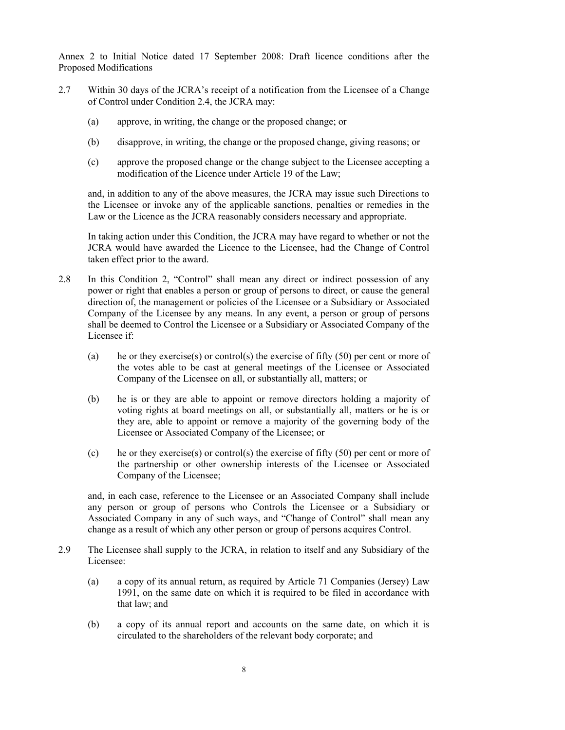Annex 2 to Initial Notice dated 17 September 2008: Draft licence conditions after the Proposed Modifications

2.7 Within 30 days of the JCRA's receipt of a notification from the Licensee of a Change of Control under Condition 2.4, the JCRA may:

(a) approve, in writing, the change or the proposed change; or

(b) disapprove, in writing, the change or the proposed change, giving reasons; or

(c) approve the proposed change or the change subject to the Licensee accepting a modification of the Licence under Article 19 of the Law;

and, in addition to any of the above measures, the JCRA may issue such Directions to the Licensee or invoke any of the applicable sanctions, penalties or remedies in the Law or the Licence as the JCRA reasonably considers necessary and appropriate.

In taking action under this Condition, the JCRA may have regard to whether or not the JCRA would have awarded the Licence to the Licensee, had the Change of Control taken effect prior to the award.

2.8 In this Condition 2, "Control" shall mean any direct or indirect possession of any power or right that enables a person or group of persons to direct, or cause the general direction of, the management or policies of the Licensee or a Subsidiary or Associated Company of the Licensee by any means. In any event, a person or group of persons shall be deemed to Control the Licensee or a Subsidiary or Associated Company of the Licensee if:

(a) he or they exercise(s) or control(s) the exercise of fifty (50) per cent or more of the votes able to be cast at general meetings of the Licensee or Associated Company of the Licensee on all, or substantially all, matters; or

(b) he is or they are able to appoint or remove directors holding a majority of voting rights at board meetings on all, or substantially all, matters or he is or they are, able to appoint or remove a majority of the governing body of the Licensee or Associated Company of the Licensee; or

(c) he or they exercise(s) or control(s) the exercise of fifty (50) per cent or more of the partnership or other ownership interests of the Licensee or Associated Company of the Licensee;

and, in each case, reference to the Licensee or an Associated Company shall include any person or group of persons who Controls the Licensee or a Subsidiary or Associated Company in any of such ways, and "Change of Control" shall mean any change as a result of which any other person or group of persons acquires Control.

2.9 The Licensee shall supply to the JCRA, in relation to itself and any Subsidiary of the Licensee:

(a) a copy of its annual return, as required by Article 71 Companies (Jersey) Law 1991, on the same date on which it is required to be filed in accordance with that law; and

(b) a copy of its annual report and accounts on the same date, on which it is circulated to the shareholders of the relevant body corporate; and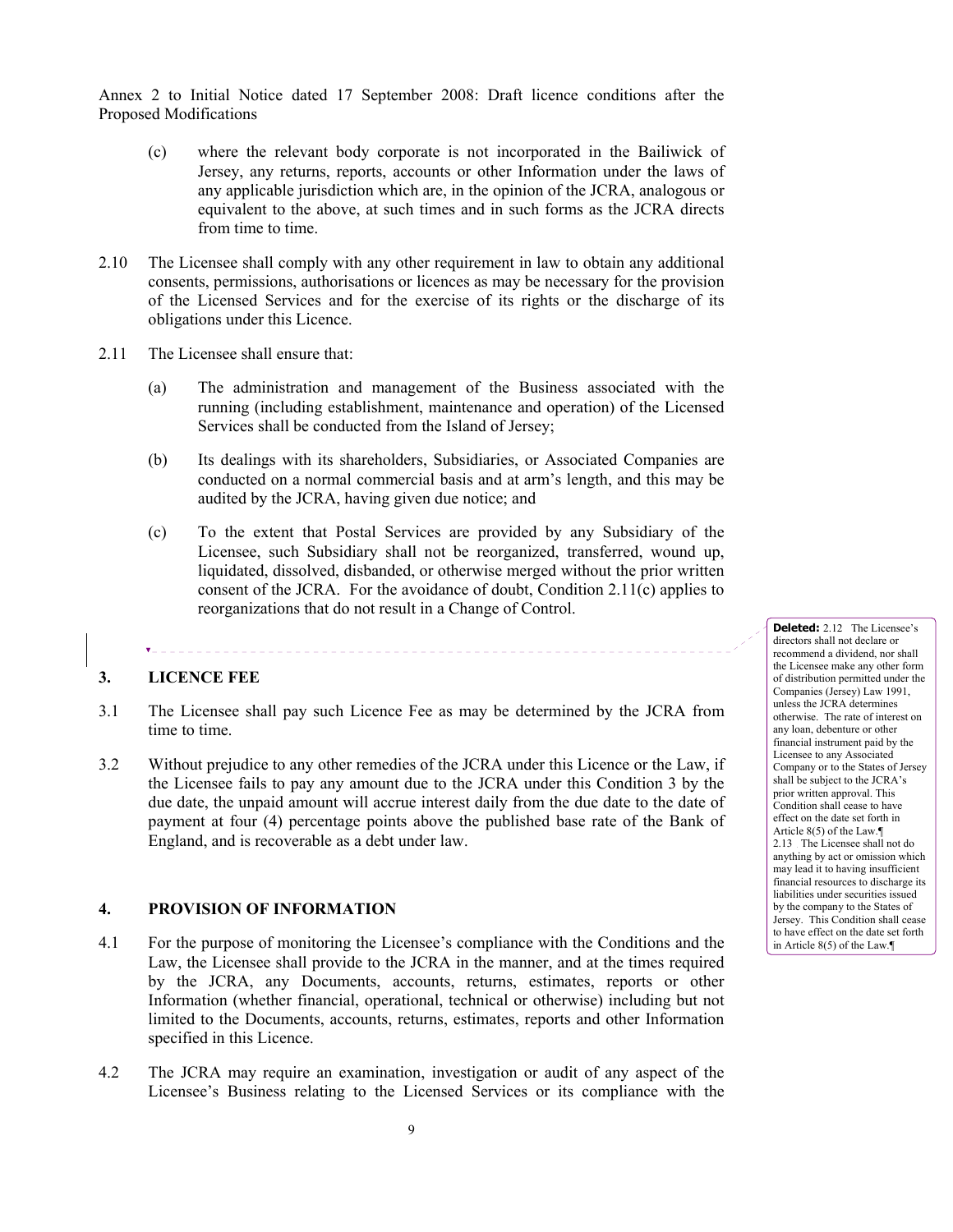Annex 2 to Initial Notice dated 17 September 2008: Draft licence conditions after the Proposed Modifications

(c) where the relevant body corporate is not incorporated in the Bailiwick of Jersey, any returns, reports, accounts or other Information under the laws of any applicable jurisdiction which are, in the opinion of the JCRA, analogous or equivalent to the above, at such times and in such forms as the JCRA directs from time to time.

2.10 The Licensee shall comply with any other requirement in law to obtain any additional consents, permissions, authorisations or licences as may be necessary for the provision of the Licensed Services and for the exercise of its rights or the discharge of its obligations under this Licence.

2.11 The Licensee shall ensure that:

(a) The administration and management of the Business associated with the running (including establishment, maintenance and operation) of the Licensed Services shall be conducted from the Island of Jersey;

(b) Its dealings with its shareholders, Subsidiaries, or Associated Companies are conducted on a normal commercial basis and at arm's length, and this may be audited by the JCRA, having given due notice; and

(c) To the extent that Postal Services are provided by any Subsidiary of the Licensee, such Subsidiary shall not be reorganized, transferred, wound up, liquidated, dissolved, disbanded, or otherwise merged without the prior written consent of the JCRA. For the avoidance of doubt, Condition 2.11(c) applies to reorganizations that do not result in a Change of Control.

**Deleted:** 2.12 The Licensee's directors shall not declare or recommend a dividend, nor shall the Licensee make any other form of distribution permitted under the Companies (Jersey) Law 1991, unless the JCRA determines otherwise. The rate of interest on any loan, debenture or other financial instrument paid by the Licensee to any Associated Company or to the States of Jersey shall be subject to the JCRA's prior written approval. This Condition shall cease to have effect on the date set forth in Article 8(5) of the Law.¶
2.13 The Licensee shall not do anything by act or omission which may lead it to having insufficient financial resources to discharge its liabilities under securities issued by the company to the States of Jersey. This Condition shall cease to have effect on the date set forth in Article 8(5) of the Law.¶

## 3. LICENCE FEE

3.1 The Licensee shall pay such Licence Fee as may be determined by the JCRA from time to time.

3.2 Without prejudice to any other remedies of the JCRA under this Licence or the Law, if the Licensee fails to pay any amount due to the JCRA under this Condition 3 by the due date, the unpaid amount will accrue interest daily from the due date to the date of payment at four (4) percentage points above the published base rate of the Bank of England, and is recoverable as a debt under law.

## 4. PROVISION OF INFORMATION

4.1 For the purpose of monitoring the Licensee's compliance with the Conditions and the Law, the Licensee shall provide to the JCRA in the manner, and at the times required by the JCRA, any Documents, accounts, returns, estimates, reports or other Information (whether financial, operational, technical or otherwise) including but not limited to the Documents, accounts, returns, estimates, reports and other Information specified in this Licence.

4.2 The JCRA may require an examination, investigation or audit of any aspect of the Licensee's Business relating to the Licensed Services or its compliance with the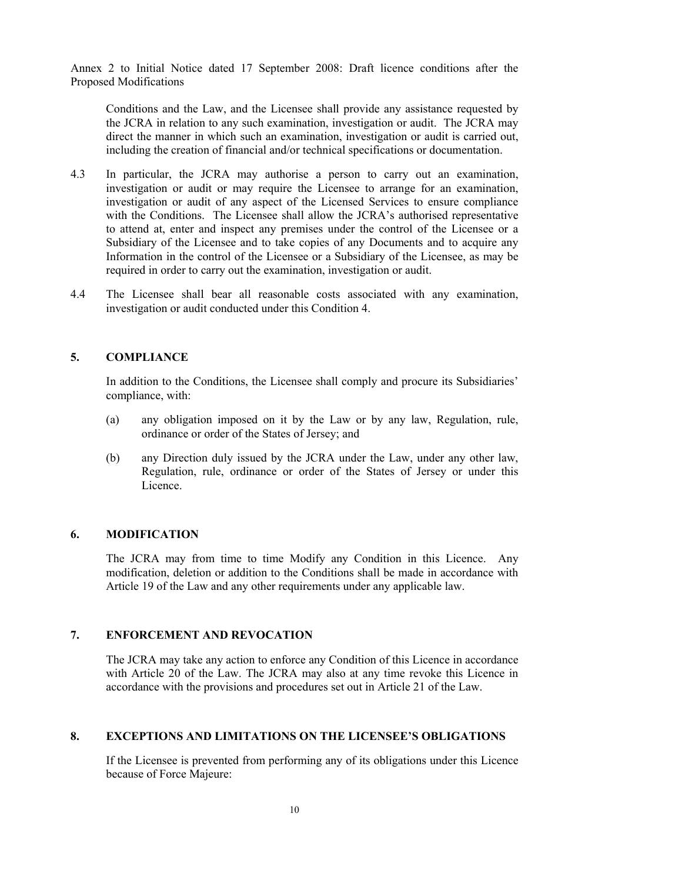Conditions and the Law, and the Licensee shall provide any assistance requested by the JCRA in relation to any such examination, investigation or audit. The JCRA may direct the manner in which such an examination, investigation or audit is carried out, including the creation of financial and/or technical specifications or documentation.

4.3 In particular, the JCRA may authorise a person to carry out an examination, investigation or audit or may require the Licensee to arrange for an examination, investigation or audit of any aspect of the Licensed Services to ensure compliance with the Conditions. The Licensee shall allow the JCRA's authorised representative to attend at, enter and inspect any premises under the control of the Licensee or a Subsidiary of the Licensee and to take copies of any Documents and to acquire any Information in the control of the Licensee or a Subsidiary of the Licensee, as may be required in order to carry out the examination, investigation or audit.

4.4 The Licensee shall bear all reasonable costs associated with any examination, investigation or audit conducted under this Condition 4.

## 5. COMPLIANCE

In addition to the Conditions, the Licensee shall comply and procure its Subsidiaries' compliance, with:

(a) any obligation imposed on it by the Law or by any law, Regulation, rule, ordinance or order of the States of Jersey; and

(b) any Direction duly issued by the JCRA under the Law, under any other law, Regulation, rule, ordinance or order of the States of Jersey or under this Licence.

## 6. MODIFICATION

The JCRA may from time to time Modify any Condition in this Licence. Any modification, deletion or addition to the Conditions shall be made in accordance with Article 19 of the Law and any other requirements under any applicable law.

## 7. ENFORCEMENT AND REVOCATION

The JCRA may take any action to enforce any Condition of this Licence in accordance with Article 20 of the Law. The JCRA may also at any time revoke this Licence in accordance with the provisions and procedures set out in Article 21 of the Law.

## 8. EXCEPTIONS AND LIMITATIONS ON THE LICENSEE'S OBLIGATIONS

If the Licensee is prevented from performing any of its obligations under this Licence because of Force Majeure: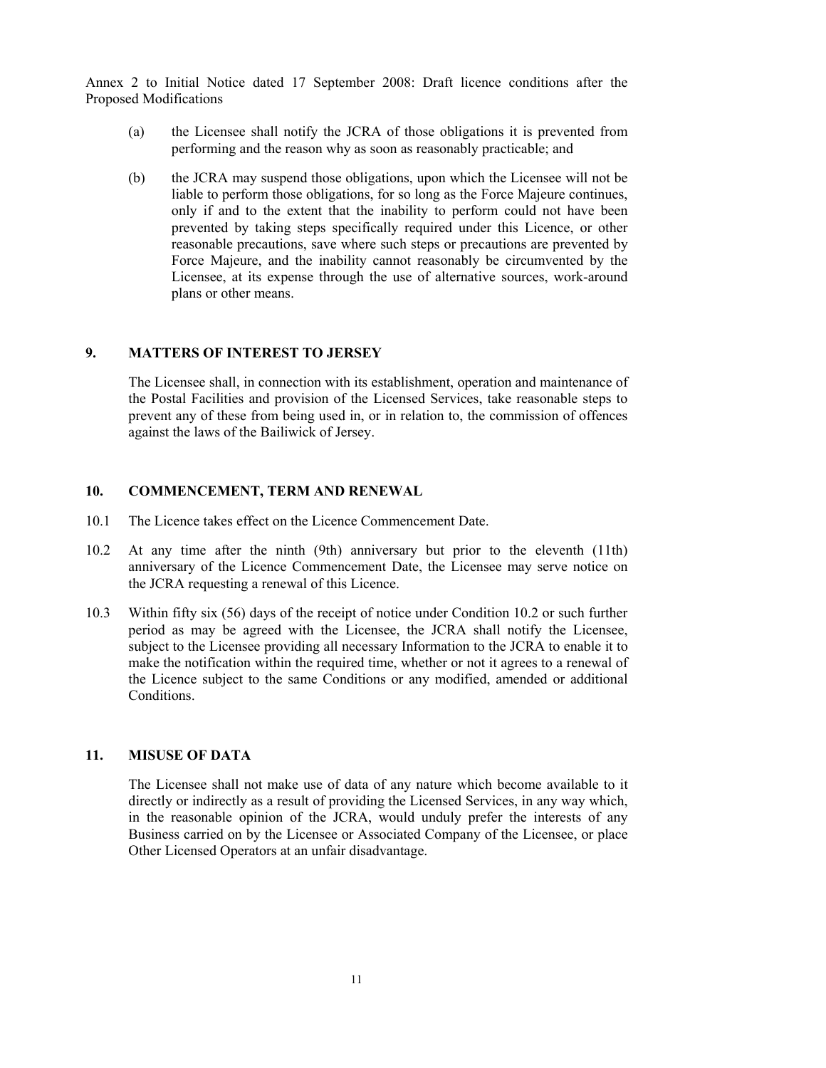(a) the Licensee shall notify the JCRA of those obligations it is prevented from performing and the reason why as soon as reasonably practicable; and

(b) the JCRA may suspend those obligations, upon which the Licensee will not be liable to perform those obligations, for so long as the Force Majeure continues, only if and to the extent that the inability to perform could not have been prevented by taking steps specifically required under this Licence, or other reasonable precautions, save where such steps or precautions are prevented by Force Majeure, and the inability cannot reasonably be circumvented by the Licensee, at its expense through the use of alternative sources, work-around plans or other means.

## 9. MATTERS OF INTEREST TO JERSEY

The Licensee shall, in connection with its establishment, operation and maintenance of the Postal Facilities and provision of the Licensed Services, take reasonable steps to prevent any of these from being used in, or in relation to, the commission of offences against the laws of the Bailiwick of Jersey.

## 10. COMMENCEMENT, TERM AND RENEWAL

10.1 The Licence takes effect on the Licence Commencement Date.

10.2 At any time after the ninth (9th) anniversary but prior to the eleventh (11th) anniversary of the Licence Commencement Date, the Licensee may serve notice on the JCRA requesting a renewal of this Licence.

10.3 Within fifty six (56) days of the receipt of notice under Condition 10.2 or such further period as may be agreed with the Licensee, the JCRA shall notify the Licensee, subject to the Licensee providing all necessary Information to the JCRA to enable it to make the notification within the required time, whether or not it agrees to a renewal of the Licence subject to the same Conditions or any modified, amended or additional Conditions.

## 11. MISUSE OF DATA

The Licensee shall not make use of data of any nature which become available to it directly or indirectly as a result of providing the Licensed Services, in any way which, in the reasonable opinion of the JCRA, would unduly prefer the interests of any Business carried on by the Licensee or Associated Company of the Licensee, or place Other Licensed Operators at an unfair disadvantage.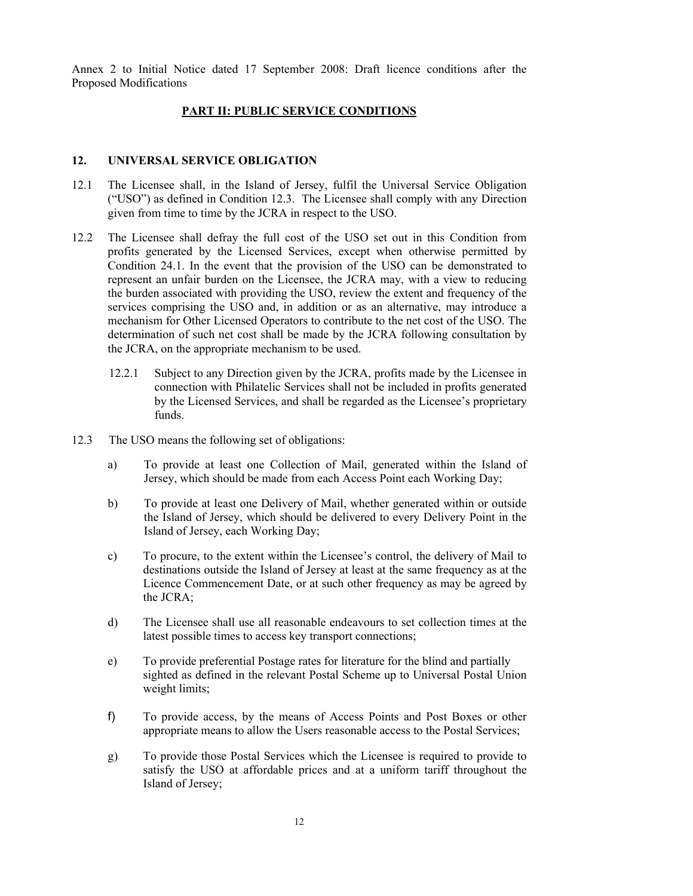Annex 2 to Initial Notice dated 17 September 2008: Draft licence conditions after the Proposed Modifications

## PART II: PUBLIC SERVICE CONDITIONS

### 12. UNIVERSAL SERVICE OBLIGATION

12.1 The Licensee shall, in the Island of Jersey, fulfil the Universal Service Obligation ("USO") as defined in Condition 12.3. The Licensee shall comply with any Direction given from time to time by the JCRA in respect to the USO.

12.2 The Licensee shall defray the full cost of the USO set out in this Condition from profits generated by the Licensed Services, except when otherwise permitted by Condition 24.1. In the event that the provision of the USO can be demonstrated to represent an unfair burden on the Licensee, the JCRA may, with a view to reducing the burden associated with providing the USO, review the extent and frequency of the services comprising the USO and, in addition or as an alternative, may introduce a mechanism for Other Licensed Operators to contribute to the net cost of the USO. The determination of such net cost shall be made by the JCRA following consultation by the JCRA, on the appropriate mechanism to be used.

> 12.2.1 Subject to any Direction given by the JCRA, profits made by the Licensee in connection with Philatelic Services shall not be included in profits generated by the Licensed Services, and shall be regarded as the Licensee's proprietary funds.

12.3 The USO means the following set of obligations:

a) To provide at least one Collection of Mail, generated within the Island of Jersey, which should be made from each Access Point each Working Day;

b) To provide at least one Delivery of Mail, whether generated within or outside the Island of Jersey, which should be delivered to every Delivery Point in the Island of Jersey, each Working Day;

c) To procure, to the extent within the Licensee's control, the delivery of Mail to destinations outside the Island of Jersey at least at the same frequency as at the Licence Commencement Date, or at such other frequency as may be agreed by the JCRA;

d) The Licensee shall use all reasonable endeavours to set collection times at the latest possible times to access key transport connections;

e) To provide preferential Postage rates for literature for the blind and partially sighted as defined in the relevant Postal Scheme up to Universal Postal Union weight limits;

f) To provide access, by the means of Access Points and Post Boxes or other appropriate means to allow the Users reasonable access to the Postal Services;

g) To provide those Postal Services which the Licensee is required to provide to satisfy the USO at affordable prices and at a uniform tariff throughout the Island of Jersey;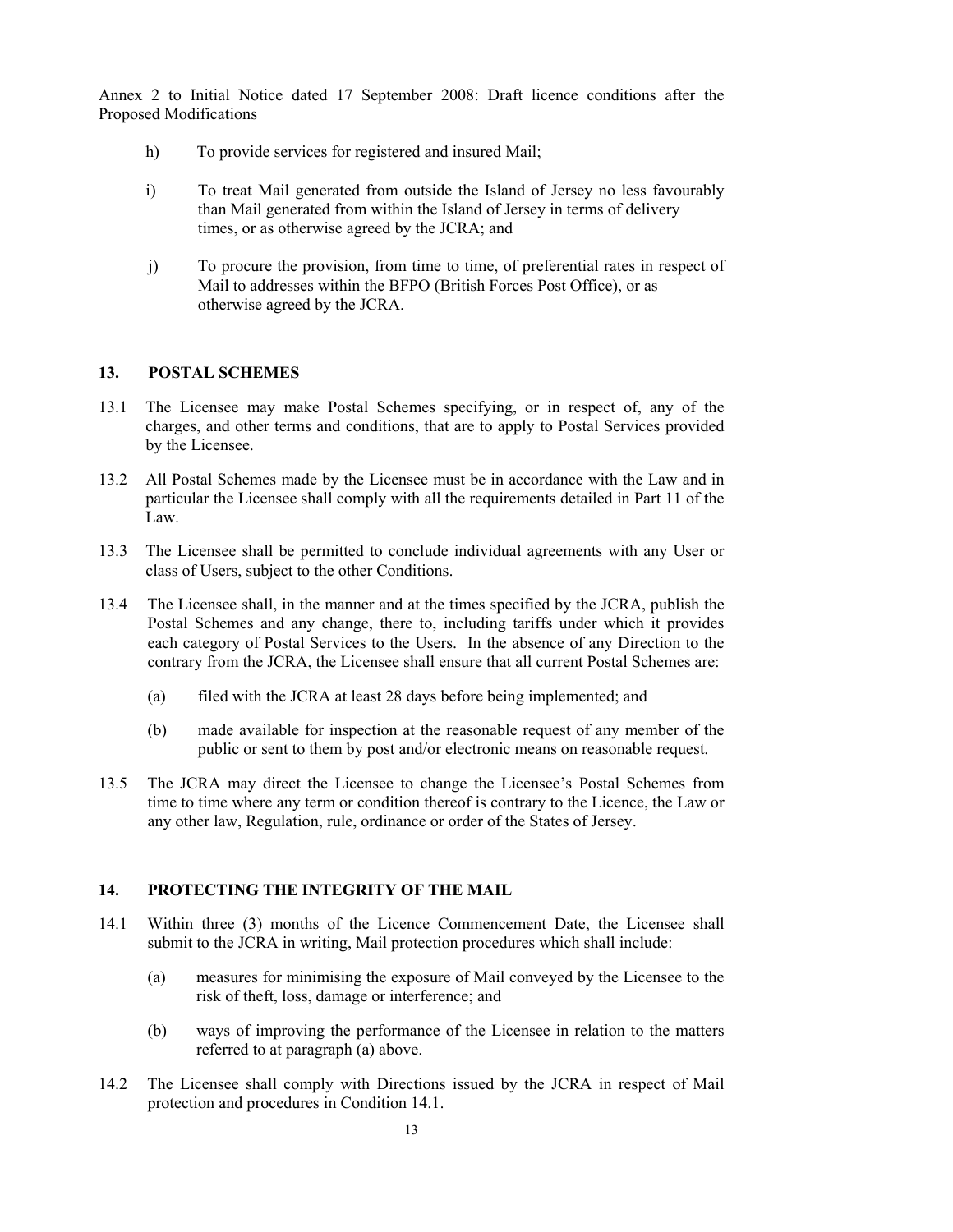Annex 2 to Initial Notice dated 17 September 2008: Draft licence conditions after the Proposed Modifications

h) To provide services for registered and insured Mail;

i) To treat Mail generated from outside the Island of Jersey no less favourably than Mail generated from within the Island of Jersey in terms of delivery times, or as otherwise agreed by the JCRA; and

j) To procure the provision, from time to time, of preferential rates in respect of Mail to addresses within the BFPO (British Forces Post Office), or as otherwise agreed by the JCRA.

## 13. POSTAL SCHEMES

13.1 The Licensee may make Postal Schemes specifying, or in respect of, any of the charges, and other terms and conditions, that are to apply to Postal Services provided by the Licensee.

13.2 All Postal Schemes made by the Licensee must be in accordance with the Law and in particular the Licensee shall comply with all the requirements detailed in Part 11 of the Law.

13.3 The Licensee shall be permitted to conclude individual agreements with any User or class of Users, subject to the other Conditions.

13.4 The Licensee shall, in the manner and at the times specified by the JCRA, publish the Postal Schemes and any change, there to, including tariffs under which it provides each category of Postal Services to the Users. In the absence of any Direction to the contrary from the JCRA, the Licensee shall ensure that all current Postal Schemes are:

(a) filed with the JCRA at least 28 days before being implemented; and

(b) made available for inspection at the reasonable request of any member of the public or sent to them by post and/or electronic means on reasonable request.

13.5 The JCRA may direct the Licensee to change the Licensee's Postal Schemes from time to time where any term or condition thereof is contrary to the Licence, the Law or any other law, Regulation, rule, ordinance or order of the States of Jersey.

## 14. PROTECTING THE INTEGRITY OF THE MAIL

14.1 Within three (3) months of the Licence Commencement Date, the Licensee shall submit to the JCRA in writing, Mail protection procedures which shall include:

(a) measures for minimising the exposure of Mail conveyed by the Licensee to the risk of theft, loss, damage or interference; and

(b) ways of improving the performance of the Licensee in relation to the matters referred to at paragraph (a) above.

14.2 The Licensee shall comply with Directions issued by the JCRA in respect of Mail protection and procedures in Condition 14.1.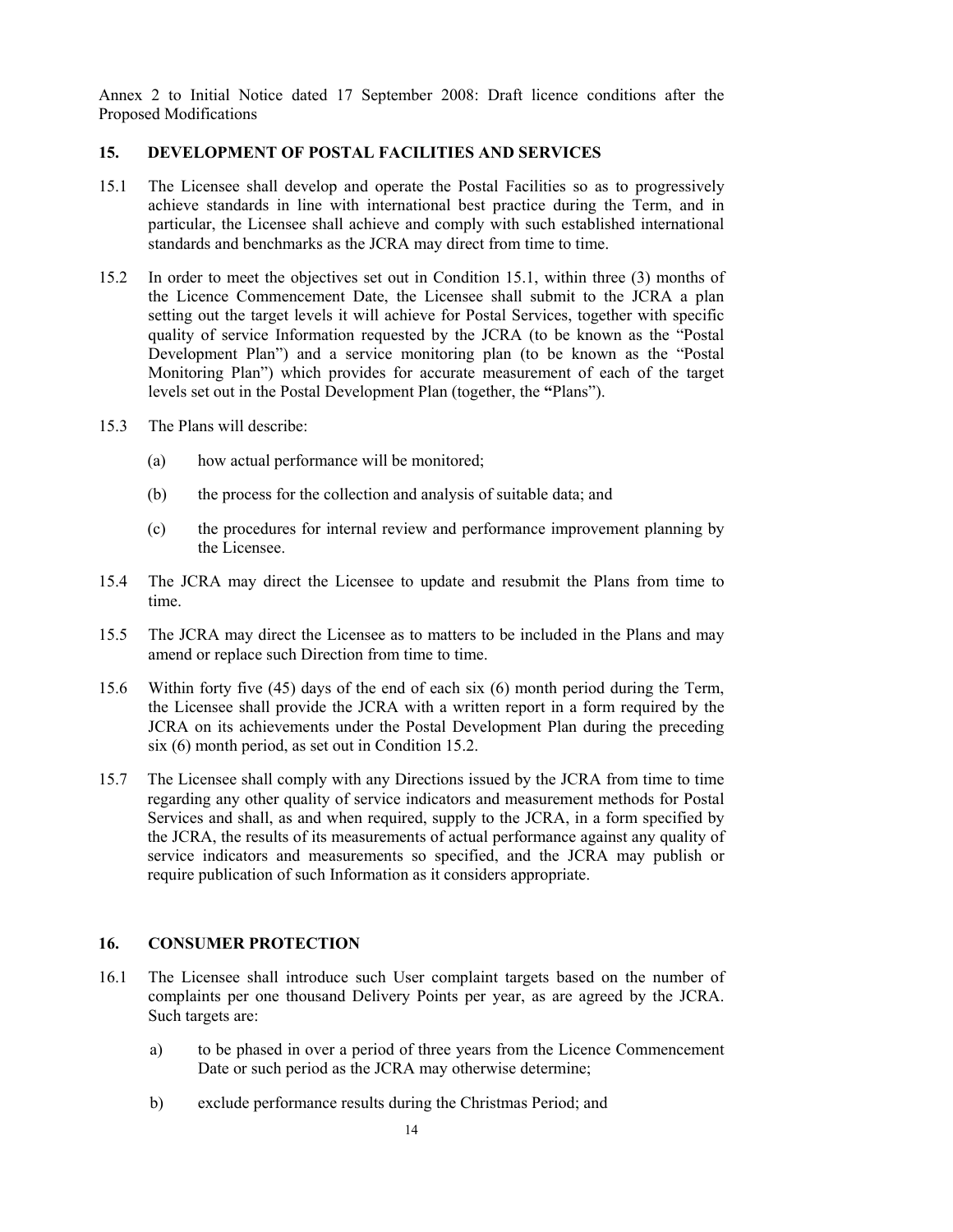Annex 2 to Initial Notice dated 17 September 2008: Draft licence conditions after the Proposed Modifications

## 15. DEVELOPMENT OF POSTAL FACILITIES AND SERVICES

15.1 The Licensee shall develop and operate the Postal Facilities so as to progressively achieve standards in line with international best practice during the Term, and in particular, the Licensee shall achieve and comply with such established international standards and benchmarks as the JCRA may direct from time to time.

15.2 In order to meet the objectives set out in Condition 15.1, within three (3) months of the Licence Commencement Date, the Licensee shall submit to the JCRA a plan setting out the target levels it will achieve for Postal Services, together with specific quality of service Information requested by the JCRA (to be known as the "Postal Development Plan") and a service monitoring plan (to be known as the "Postal Monitoring Plan") which provides for accurate measurement of each of the target levels set out in the Postal Development Plan (together, the **"**Plans").

15.3 The Plans will describe:

(a) how actual performance will be monitored;

(b) the process for the collection and analysis of suitable data; and

(c) the procedures for internal review and performance improvement planning by the Licensee.

15.4 The JCRA may direct the Licensee to update and resubmit the Plans from time to time.

15.5 The JCRA may direct the Licensee as to matters to be included in the Plans and may amend or replace such Direction from time to time.

15.6 Within forty five (45) days of the end of each six (6) month period during the Term, the Licensee shall provide the JCRA with a written report in a form required by the JCRA on its achievements under the Postal Development Plan during the preceding six (6) month period, as set out in Condition 15.2.

15.7 The Licensee shall comply with any Directions issued by the JCRA from time to time regarding any other quality of service indicators and measurement methods for Postal Services and shall, as and when required, supply to the JCRA, in a form specified by the JCRA, the results of its measurements of actual performance against any quality of service indicators and measurements so specified, and the JCRA may publish or require publication of such Information as it considers appropriate.

## 16. CONSUMER PROTECTION

16.1 The Licensee shall introduce such User complaint targets based on the number of complaints per one thousand Delivery Points per year, as are agreed by the JCRA. Such targets are:

a) to be phased in over a period of three years from the Licence Commencement Date or such period as the JCRA may otherwise determine;

b) exclude performance results during the Christmas Period; and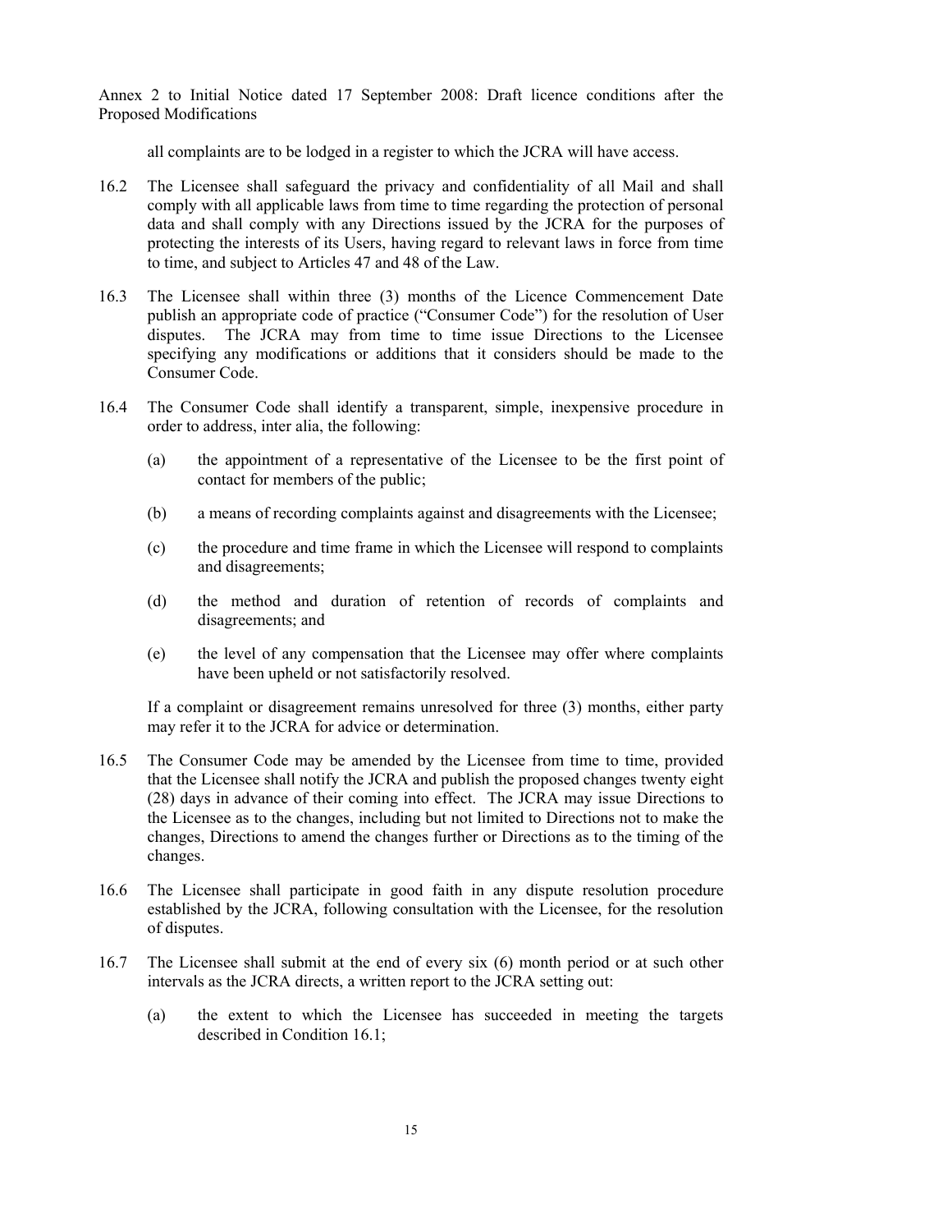all complaints are to be lodged in a register to which the JCRA will have access.

16.2 The Licensee shall safeguard the privacy and confidentiality of all Mail and shall comply with all applicable laws from time to time regarding the protection of personal data and shall comply with any Directions issued by the JCRA for the purposes of protecting the interests of its Users, having regard to relevant laws in force from time to time, and subject to Articles 47 and 48 of the Law.

16.3 The Licensee shall within three (3) months of the Licence Commencement Date publish an appropriate code of practice ("Consumer Code") for the resolution of User disputes. The JCRA may from time to time issue Directions to the Licensee specifying any modifications or additions that it considers should be made to the Consumer Code.

16.4 The Consumer Code shall identify a transparent, simple, inexpensive procedure in order to address, inter alia, the following:

(a) the appointment of a representative of the Licensee to be the first point of contact for members of the public;

(b) a means of recording complaints against and disagreements with the Licensee;

(c) the procedure and time frame in which the Licensee will respond to complaints and disagreements;

(d) the method and duration of retention of records of complaints and disagreements; and

(e) the level of any compensation that the Licensee may offer where complaints have been upheld or not satisfactorily resolved.

If a complaint or disagreement remains unresolved for three (3) months, either party may refer it to the JCRA for advice or determination.

16.5 The Consumer Code may be amended by the Licensee from time to time, provided that the Licensee shall notify the JCRA and publish the proposed changes twenty eight (28) days in advance of their coming into effect. The JCRA may issue Directions to the Licensee as to the changes, including but not limited to Directions not to make the changes, Directions to amend the changes further or Directions as to the timing of the changes.

16.6 The Licensee shall participate in good faith in any dispute resolution procedure established by the JCRA, following consultation with the Licensee, for the resolution of disputes.

16.7 The Licensee shall submit at the end of every six (6) month period or at such other intervals as the JCRA directs, a written report to the JCRA setting out:

(a) the extent to which the Licensee has succeeded in meeting the targets described in Condition 16.1;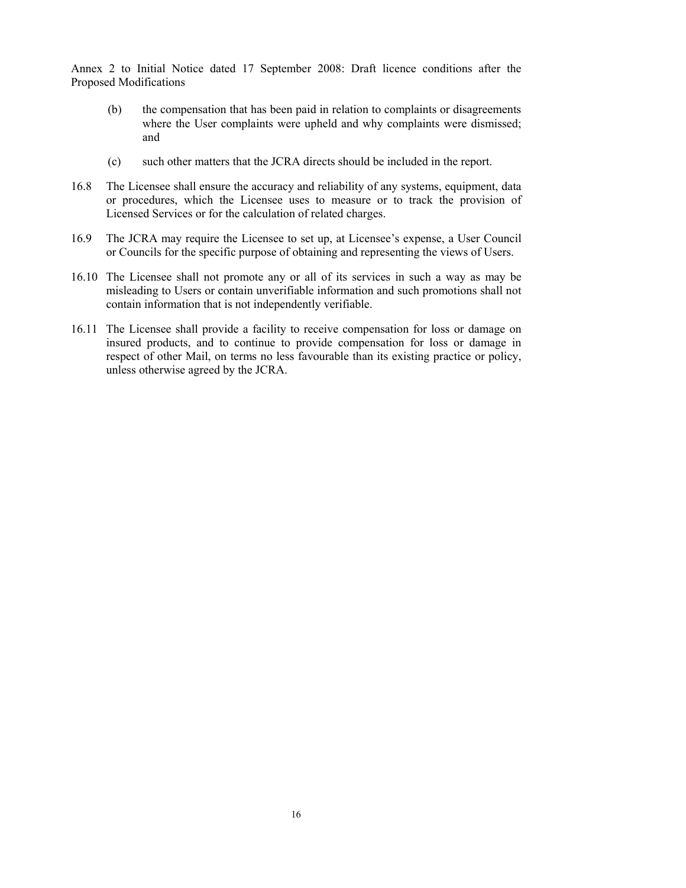Annex 2 to Initial Notice dated 17 September 2008: Draft licence conditions after the Proposed Modifications

(b) the compensation that has been paid in relation to complaints or disagreements where the User complaints were upheld and why complaints were dismissed; and

(c) such other matters that the JCRA directs should be included in the report.

16.8 The Licensee shall ensure the accuracy and reliability of any systems, equipment, data or procedures, which the Licensee uses to measure or to track the provision of Licensed Services or for the calculation of related charges.

16.9 The JCRA may require the Licensee to set up, at Licensee's expense, a User Council or Councils for the specific purpose of obtaining and representing the views of Users.

16.10 The Licensee shall not promote any or all of its services in such a way as may be misleading to Users or contain unverifiable information and such promotions shall not contain information that is not independently verifiable.

16.11 The Licensee shall provide a facility to receive compensation for loss or damage on insured products, and to continue to provide compensation for loss or damage in respect of other Mail, on terms no less favourable than its existing practice or policy, unless otherwise agreed by the JCRA.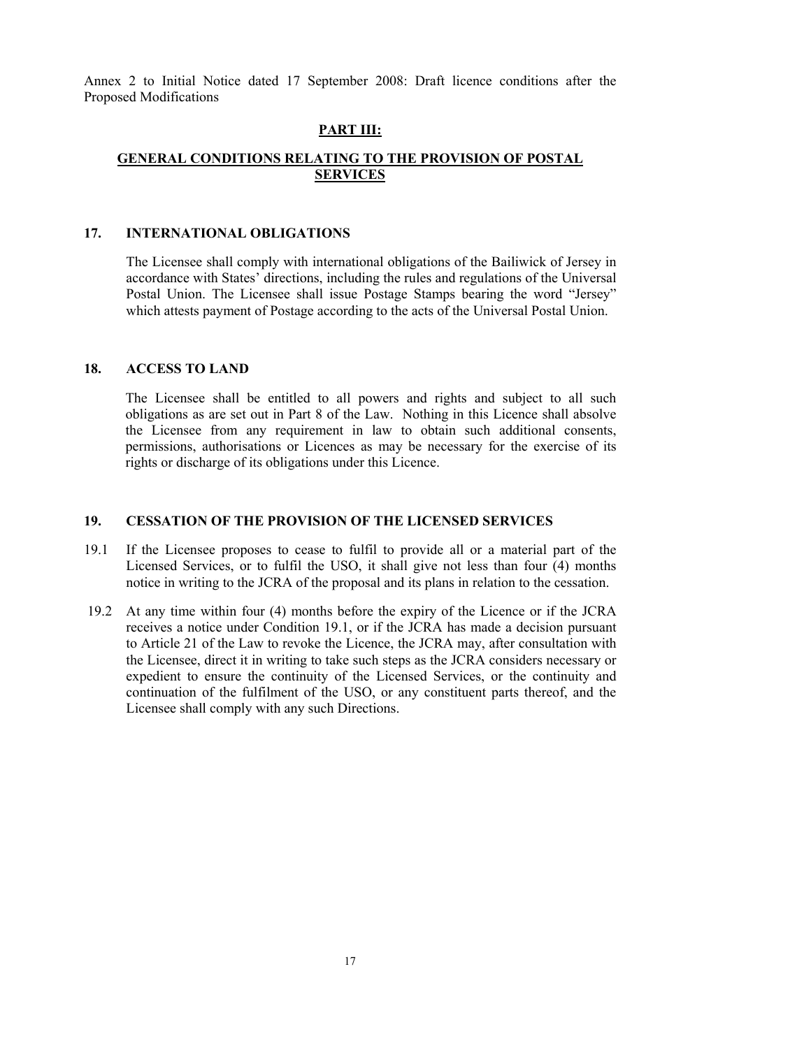Annex 2 to Initial Notice dated 17 September 2008: Draft licence conditions after the Proposed Modifications

## PART III:

## GENERAL CONDITIONS RELATING TO THE PROVISION OF POSTAL SERVICES

### 17. INTERNATIONAL OBLIGATIONS

The Licensee shall comply with international obligations of the Bailiwick of Jersey in accordance with States' directions, including the rules and regulations of the Universal Postal Union. The Licensee shall issue Postage Stamps bearing the word "Jersey" which attests payment of Postage according to the acts of the Universal Postal Union.

### 18. ACCESS TO LAND

The Licensee shall be entitled to all powers and rights and subject to all such obligations as are set out in Part 8 of the Law. Nothing in this Licence shall absolve the Licensee from any requirement in law to obtain such additional consents, permissions, authorisations or Licences as may be necessary for the exercise of its rights or discharge of its obligations under this Licence.

### 19. CESSATION OF THE PROVISION OF THE LICENSED SERVICES

19.1 If the Licensee proposes to cease to fulfil to provide all or a material part of the Licensed Services, or to fulfil the USO, it shall give not less than four (4) months notice in writing to the JCRA of the proposal and its plans in relation to the cessation.

19.2 At any time within four (4) months before the expiry of the Licence or if the JCRA receives a notice under Condition 19.1, or if the JCRA has made a decision pursuant to Article 21 of the Law to revoke the Licence, the JCRA may, after consultation with the Licensee, direct it in writing to take such steps as the JCRA considers necessary or expedient to ensure the continuity of the Licensed Services, or the continuity and continuation of the fulfilment of the USO, or any constituent parts thereof, and the Licensee shall comply with any such Directions.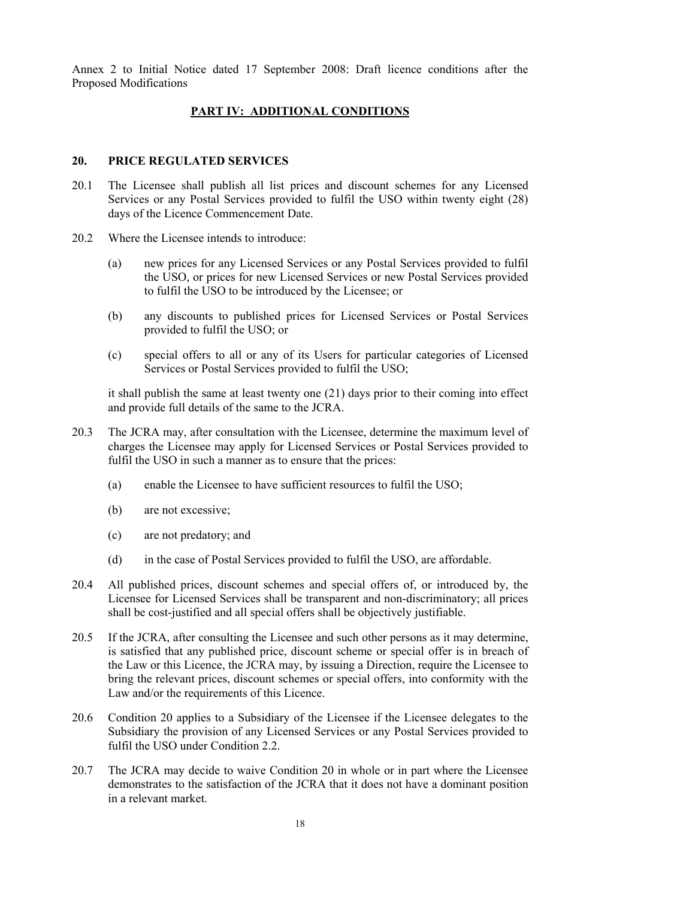Annex 2 to Initial Notice dated 17 September 2008: Draft licence conditions after the Proposed Modifications

## PART IV: ADDITIONAL CONDITIONS

### 20. PRICE REGULATED SERVICES

20.1 The Licensee shall publish all list prices and discount schemes for any Licensed Services or any Postal Services provided to fulfil the USO within twenty eight (28) days of the Licence Commencement Date.

20.2 Where the Licensee intends to introduce:

(a) new prices for any Licensed Services or any Postal Services provided to fulfil the USO, or prices for new Licensed Services or new Postal Services provided to fulfil the USO to be introduced by the Licensee; or

(b) any discounts to published prices for Licensed Services or Postal Services provided to fulfil the USO; or

(c) special offers to all or any of its Users for particular categories of Licensed Services or Postal Services provided to fulfil the USO;

it shall publish the same at least twenty one (21) days prior to their coming into effect and provide full details of the same to the JCRA.

20.3 The JCRA may, after consultation with the Licensee, determine the maximum level of charges the Licensee may apply for Licensed Services or Postal Services provided to fulfil the USO in such a manner as to ensure that the prices:

(a) enable the Licensee to have sufficient resources to fulfil the USO;

(b) are not excessive;

(c) are not predatory; and

(d) in the case of Postal Services provided to fulfil the USO, are affordable.

20.4 All published prices, discount schemes and special offers of, or introduced by, the Licensee for Licensed Services shall be transparent and non-discriminatory; all prices shall be cost-justified and all special offers shall be objectively justifiable.

20.5 If the JCRA, after consulting the Licensee and such other persons as it may determine, is satisfied that any published price, discount scheme or special offer is in breach of the Law or this Licence, the JCRA may, by issuing a Direction, require the Licensee to bring the relevant prices, discount schemes or special offers, into conformity with the Law and/or the requirements of this Licence.

20.6 Condition 20 applies to a Subsidiary of the Licensee if the Licensee delegates to the Subsidiary the provision of any Licensed Services or any Postal Services provided to fulfil the USO under Condition 2.2.

20.7 The JCRA may decide to waive Condition 20 in whole or in part where the Licensee demonstrates to the satisfaction of the JCRA that it does not have a dominant position in a relevant market.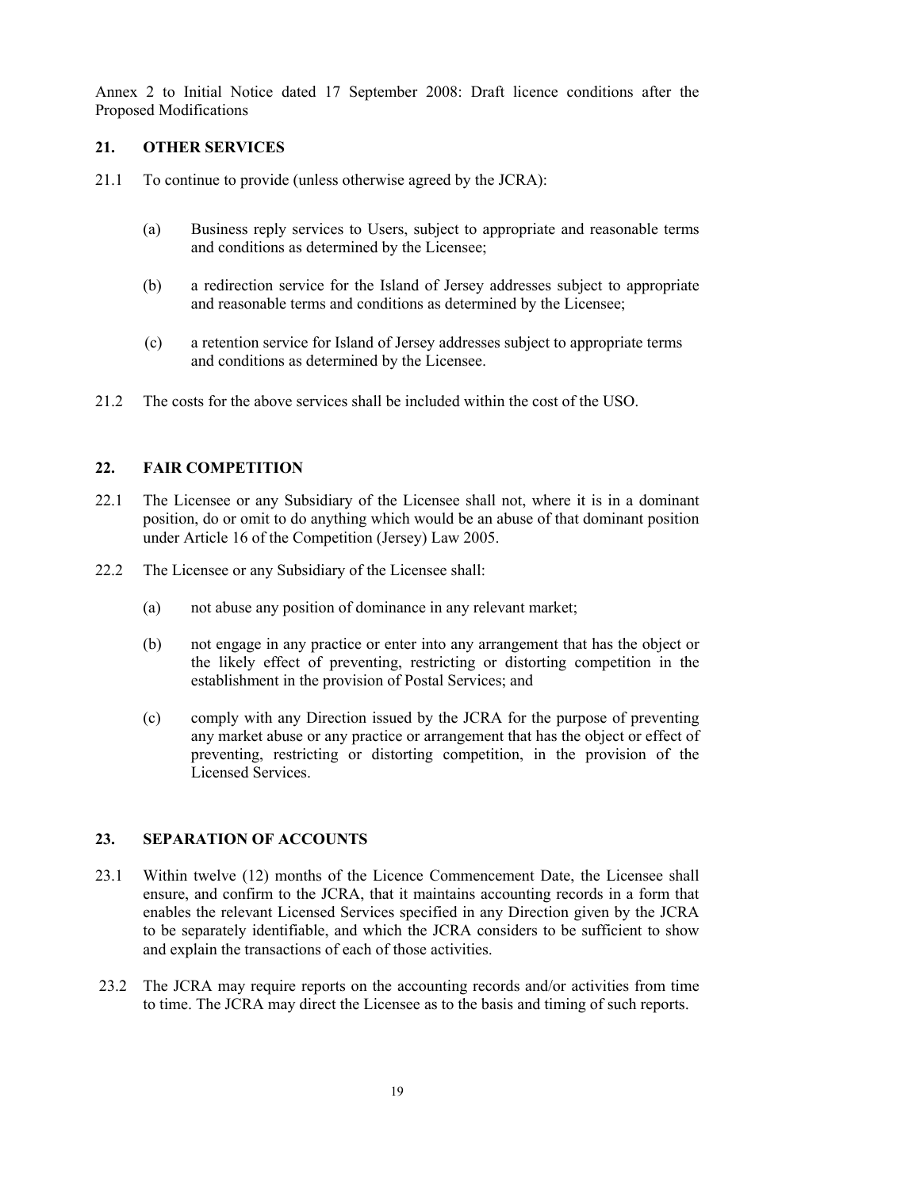Annex 2 to Initial Notice dated 17 September 2008: Draft licence conditions after the Proposed Modifications

## 21. OTHER SERVICES

21.1 To continue to provide (unless otherwise agreed by the JCRA):

(a) Business reply services to Users, subject to appropriate and reasonable terms and conditions as determined by the Licensee;

(b) a redirection service for the Island of Jersey addresses subject to appropriate and reasonable terms and conditions as determined by the Licensee;

(c) a retention service for Island of Jersey addresses subject to appropriate terms and conditions as determined by the Licensee.

21.2 The costs for the above services shall be included within the cost of the USO.

## 22. FAIR COMPETITION

22.1 The Licensee or any Subsidiary of the Licensee shall not, where it is in a dominant position, do or omit to do anything which would be an abuse of that dominant position under Article 16 of the Competition (Jersey) Law 2005.

22.2 The Licensee or any Subsidiary of the Licensee shall:

(a) not abuse any position of dominance in any relevant market;

(b) not engage in any practice or enter into any arrangement that has the object or the likely effect of preventing, restricting or distorting competition in the establishment in the provision of Postal Services; and

(c) comply with any Direction issued by the JCRA for the purpose of preventing any market abuse or any practice or arrangement that has the object or effect of preventing, restricting or distorting competition, in the provision of the Licensed Services.

## 23. SEPARATION OF ACCOUNTS

23.1 Within twelve (12) months of the Licence Commencement Date, the Licensee shall ensure, and confirm to the JCRA, that it maintains accounting records in a form that enables the relevant Licensed Services specified in any Direction given by the JCRA to be separately identifiable, and which the JCRA considers to be sufficient to show and explain the transactions of each of those activities.

23.2 The JCRA may require reports on the accounting records and/or activities from time to time. The JCRA may direct the Licensee as to the basis and timing of such reports.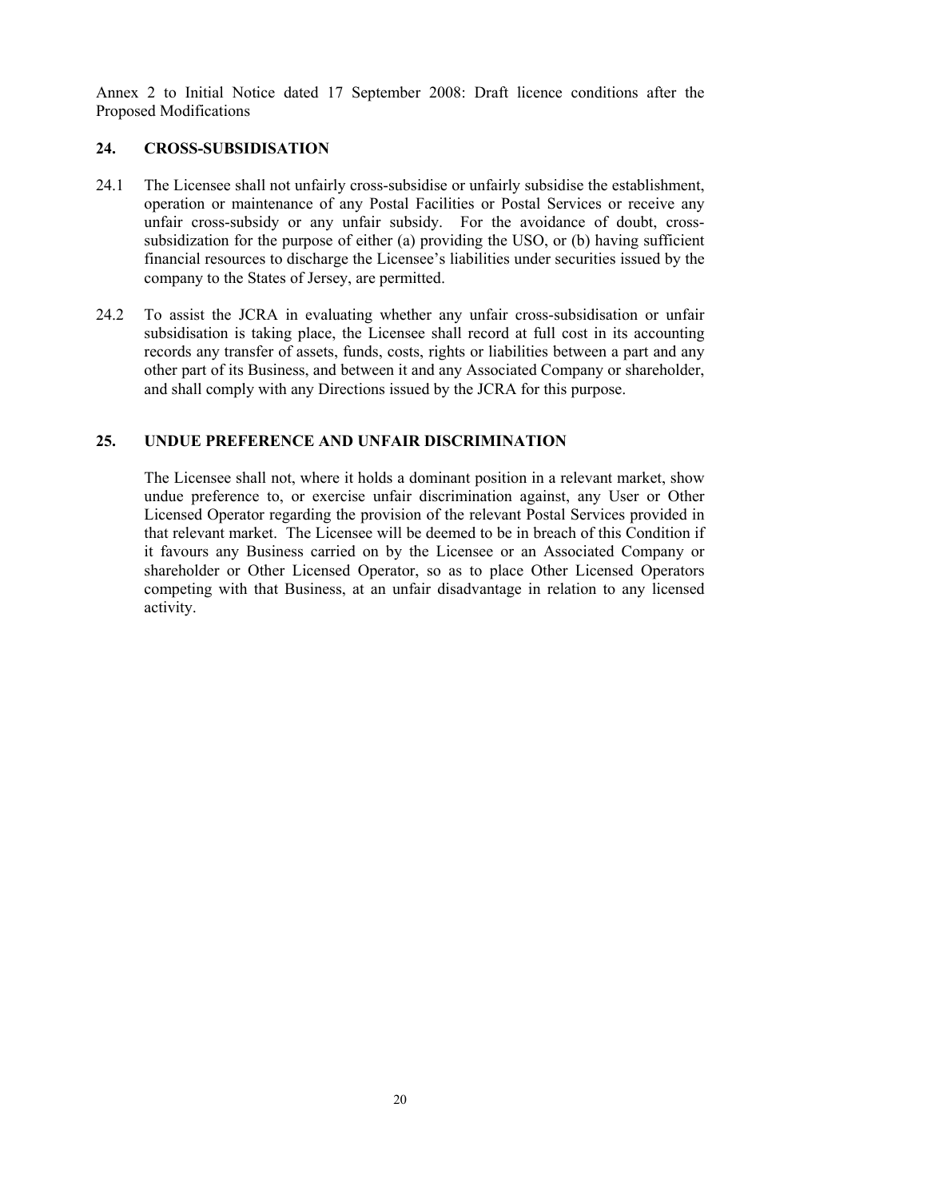Annex 2 to Initial Notice dated 17 September 2008: Draft licence conditions after the Proposed Modifications

## 24. CROSS-SUBSIDISATION

24.1 The Licensee shall not unfairly cross-subsidise or unfairly subsidise the establishment, operation or maintenance of any Postal Facilities or Postal Services or receive any unfair cross-subsidy or any unfair subsidy. For the avoidance of doubt, cross-subsidization for the purpose of either (a) providing the USO, or (b) having sufficient financial resources to discharge the Licensee's liabilities under securities issued by the company to the States of Jersey, are permitted.

24.2 To assist the JCRA in evaluating whether any unfair cross-subsidisation or unfair subsidisation is taking place, the Licensee shall record at full cost in its accounting records any transfer of assets, funds, costs, rights or liabilities between a part and any other part of its Business, and between it and any Associated Company or shareholder, and shall comply with any Directions issued by the JCRA for this purpose.

## 25. UNDUE PREFERENCE AND UNFAIR DISCRIMINATION

The Licensee shall not, where it holds a dominant position in a relevant market, show undue preference to, or exercise unfair discrimination against, any User or Other Licensed Operator regarding the provision of the relevant Postal Services provided in that relevant market. The Licensee will be deemed to be in breach of this Condition if it favours any Business carried on by the Licensee or an Associated Company or shareholder or Other Licensed Operator, so as to place Other Licensed Operators competing with that Business, at an unfair disadvantage in relation to any licensed activity.